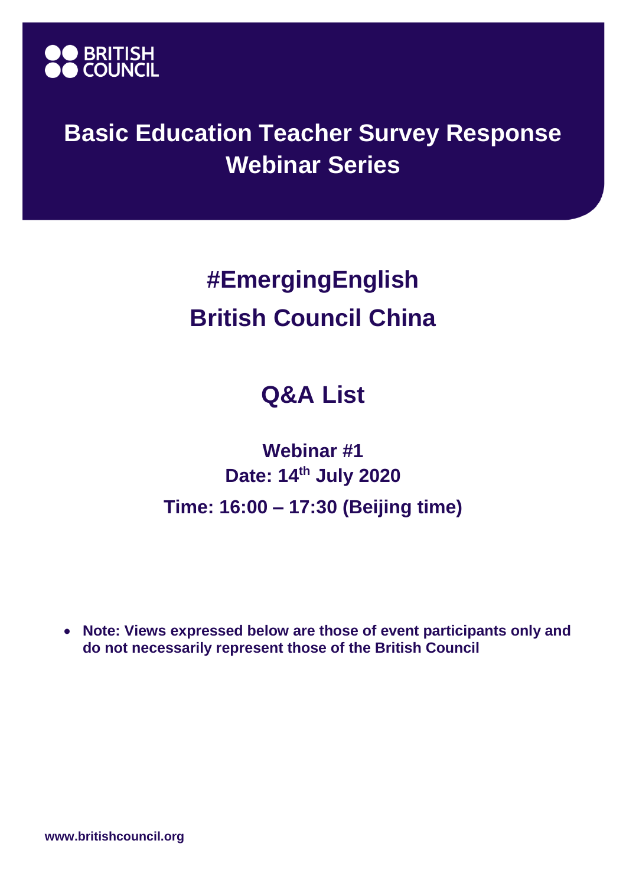BRITISH COUNCIL

# Basic Education Teacher Survey Response Webinar Series

## #EmergingEnglish British Council China

## Q&A List

### Webinar #1

**Date: 14th July 2020**

**Time: 16:00 – 17:30 (Beijing time)**

- **Note: Views expressed below are those of event participants only and do not necessarily represent those of the British Council**

**www.britishcouncil.org**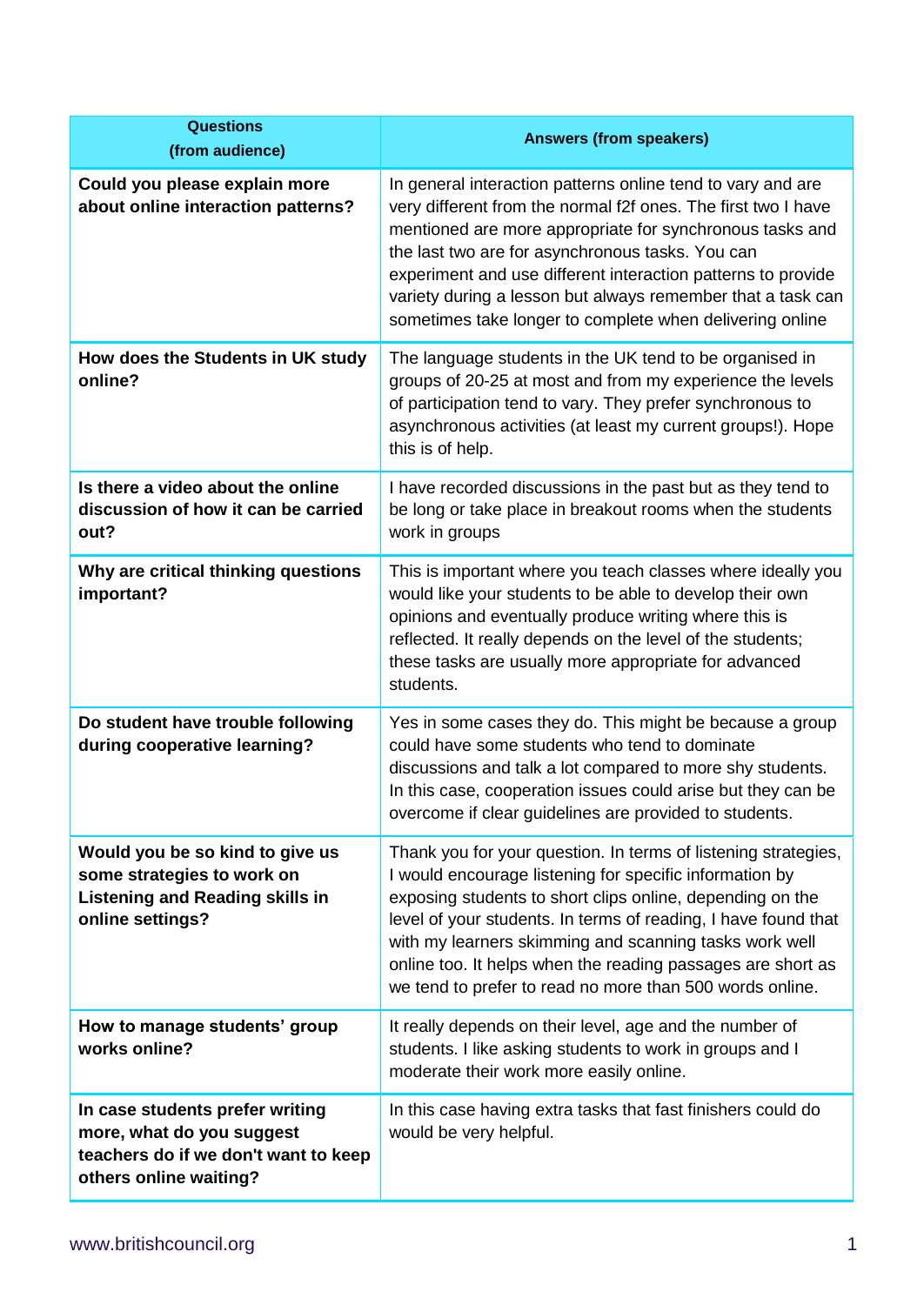| Questions (from audience) | Answers (from speakers) |
| --- | --- |
| **Could you please explain more about online interaction patterns?** | In general interaction patterns online tend to vary and are very different from the normal f2f ones. The first two I have mentioned are more appropriate for synchronous tasks and the last two are for asynchronous tasks. You can experiment and use different interaction patterns to provide variety during a lesson but always remember that a task can sometimes take longer to complete when delivering online |
| **How does the Students in UK study online?** | The language students in the UK tend to be organised in groups of 20-25 at most and from my experience the levels of participation tend to vary. They prefer synchronous to asynchronous activities (at least my current groups!). Hope this is of help. |
| **Is there a video about the online discussion of how it can be carried out?** | I have recorded discussions in the past but as they tend to be long or take place in breakout rooms when the students work in groups |
| **Why are critical thinking questions important?** | This is important where you teach classes where ideally you would like your students to be able to develop their own opinions and eventually produce writing where this is reflected. It really depends on the level of the students; these tasks are usually more appropriate for advanced students. |
| **Do student have trouble following during cooperative learning?** | Yes in some cases they do. This might be because a group could have some students who tend to dominate discussions and talk a lot compared to more shy students. In this case, cooperation issues could arise but they can be overcome if clear guidelines are provided to students. |
| **Would you be so kind to give us some strategies to work on Listening and Reading skills in online settings?** | Thank you for your question. In terms of listening strategies, I would encourage listening for specific information by exposing students to short clips online, depending on the level of your students. In terms of reading, I have found that with my learners skimming and scanning tasks work well online too. It helps when the reading passages are short as we tend to prefer to read no more than 500 words online. |
| **How to manage students' group works online?** | It really depends on their level, age and the number of students. I like asking students to work in groups and I moderate their work more easily online. |
| **In case students prefer writing more, what do you suggest teachers do if we don't want to keep others online waiting?** | In this case having extra tasks that fast finishers could do would be very helpful. |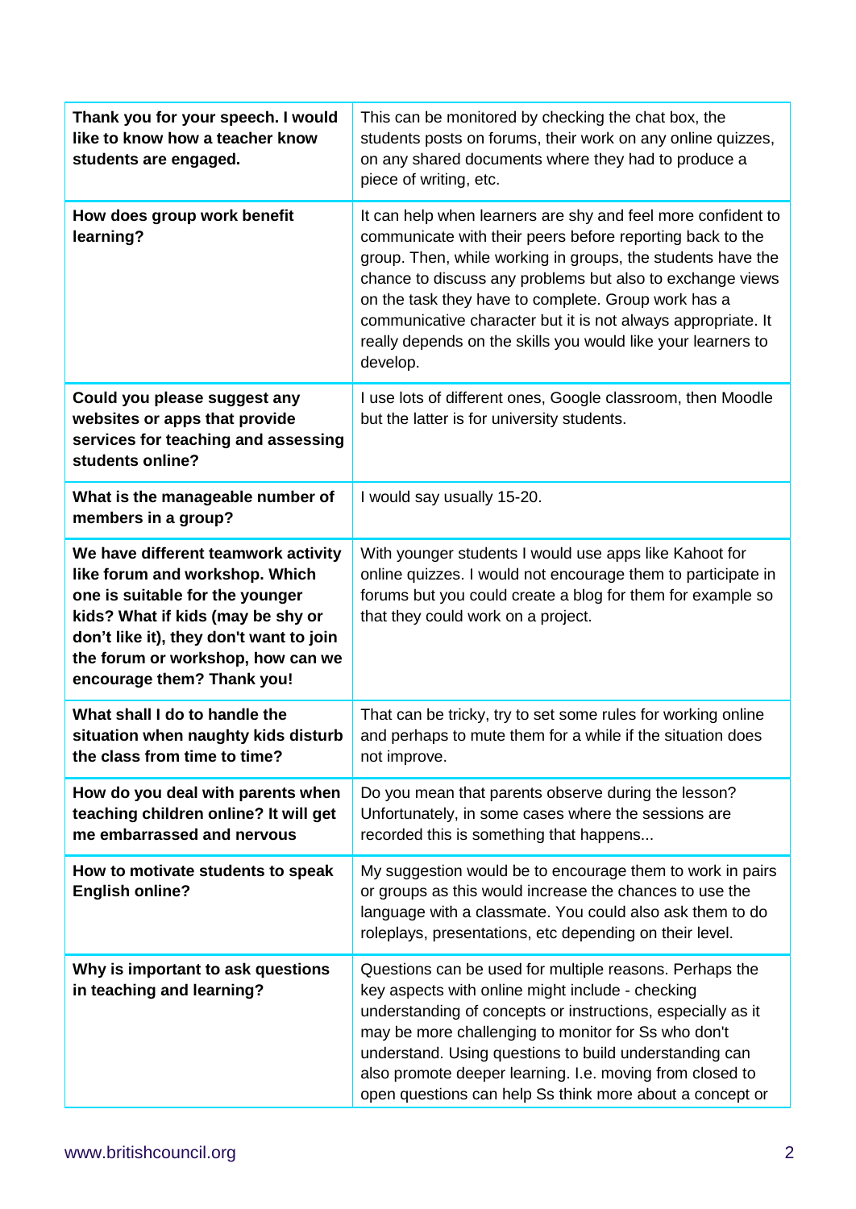| | |
|---|---|
| **Thank you for your speech. I would like to know how a teacher know students are engaged.** | This can be monitored by checking the chat box, the students posts on forums, their work on any online quizzes, on any shared documents where they had to produce a piece of writing, etc. |
| **How does group work benefit learning?** | It can help when learners are shy and feel more confident to communicate with their peers before reporting back to the group. Then, while working in groups, the students have the chance to discuss any problems but also to exchange views on the task they have to complete. Group work has a communicative character but it is not always appropriate. It really depends on the skills you would like your learners to develop. |
| **Could you please suggest any websites or apps that provide services for teaching and assessing students online?** | I use lots of different ones, Google classroom, then Moodle but the latter is for university students. |
| **What is the manageable number of members in a group?** | I would say usually 15-20. |
| **We have different teamwork activity like forum and workshop. Which one is suitable for the younger kids? What if kids (may be shy or don't like it), they don't want to join the forum or workshop, how can we encourage them? Thank you!** | With younger students I would use apps like Kahoot for online quizzes. I would not encourage them to participate in forums but you could create a blog for them for example so that they could work on a project. |
| **What shall I do to handle the situation when naughty kids disturb the class from time to time?** | That can be tricky, try to set some rules for working online and perhaps to mute them for a while if the situation does not improve. |
| **How do you deal with parents when teaching children online? It will get me embarrassed and nervous** | Do you mean that parents observe during the lesson? Unfortunately, in some cases where the sessions are recorded this is something that happens... |
| **How to motivate students to speak English online?** | My suggestion would be to encourage them to work in pairs or groups as this would increase the chances to use the language with a classmate. You could also ask them to do roleplays, presentations, etc depending on their level. |
| **Why is important to ask questions in teaching and learning?** | Questions can be used for multiple reasons. Perhaps the key aspects with online might include - checking understanding of concepts or instructions, especially as it may be more challenging to monitor for Ss who don't understand. Using questions to build understanding can also promote deeper learning. I.e. moving from closed to open questions can help Ss think more about a concept or |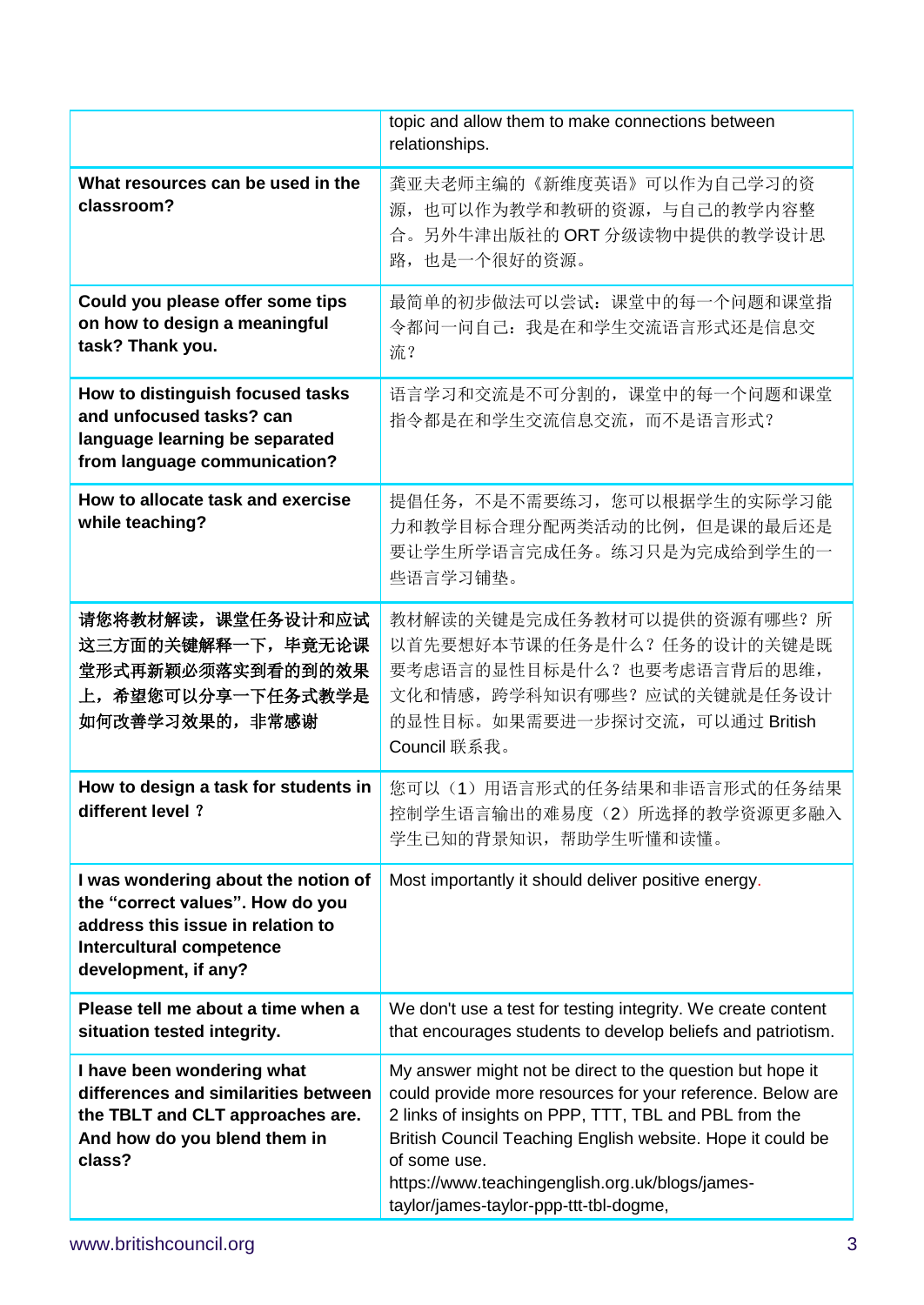| | |
|---|---|
| | topic and allow them to make connections between relationships. |
| **What resources can be used in the classroom?** | 龚亚夫老师主编的《新维度英语》可以作为自己学习的资源，也可以作为教学和教研的资源，与自己的教学内容整合。另外牛津出版社的 ORT 分级读物中提供的教学设计思路，也是一个很好的资源。 |
| **Could you please offer some tips on how to design a meaningful task? Thank you.** | 最简单的初步做法可以尝试：课堂中的每一个问题和课堂指令都问一问自己：我是在和学生交流语言形式还是信息交流？ |
| **How to distinguish focused tasks and unfocused tasks? can language learning be separated from language communication?** | 语言学习和交流是不可分割的，课堂中的每一个问题和课堂指令都是在和学生交流信息交流，而不是语言形式？ |
| **How to allocate task and exercise while teaching?** | 提倡任务，不是不需要练习，您可以根据学生的实际学习能力和教学目标合理分配两类活动的比例，但是课的最后还是要让学生所学语言完成任务。练习只是为完成给到学生的一些语言学习铺垫。 |
| **请您将教材解读，课堂任务设计和应试这三方面的关键解释一下，毕竟无论课堂形式再新颖必须落实到看的到的效果上，希望您可以分享一下任务式教学是如何改善学习效果的，非常感谢** | 教材解读的关键是完成任务教材可以提供的资源有哪些？所以首先要想好本节课的任务是什么？任务的设计的关键是既要考虑语言的显性目标是什么？也要考虑语言背后的思维，文化和情感，跨学科知识有哪些？应试的关键就是任务设计的显性目标。如果需要进一步探讨交流，可以通过 British Council 联系我。 |
| **How to design a task for students in different level ?** | 您可以（1）用语言形式的任务结果和非语言形式的任务结果控制学生语言输出的难易度（2）所选择的教学资源更多融入学生已知的背景知识，帮助学生听懂和读懂。 |
| **I was wondering about the notion of the "correct values". How do you address this issue in relation to Intercultural competence development, if any?** | Most importantly it should deliver positive energy. |
| **Please tell me about a time when a situation tested integrity.** | We don't use a test for testing integrity. We create content that encourages students to develop beliefs and patriotism. |
| **I have been wondering what differences and similarities between the TBLT and CLT approaches are. And how do you blend them in class?** | My answer might not be direct to the question but hope it could provide more resources for your reference. Below are 2 links of insights on PPP, TTT, TBL and PBL from the British Council Teaching English website. Hope it could be of some use.<br>https://www.teachingenglish.org.uk/blogs/james-taylor/james-taylor-ppp-ttt-tbl-dogme, |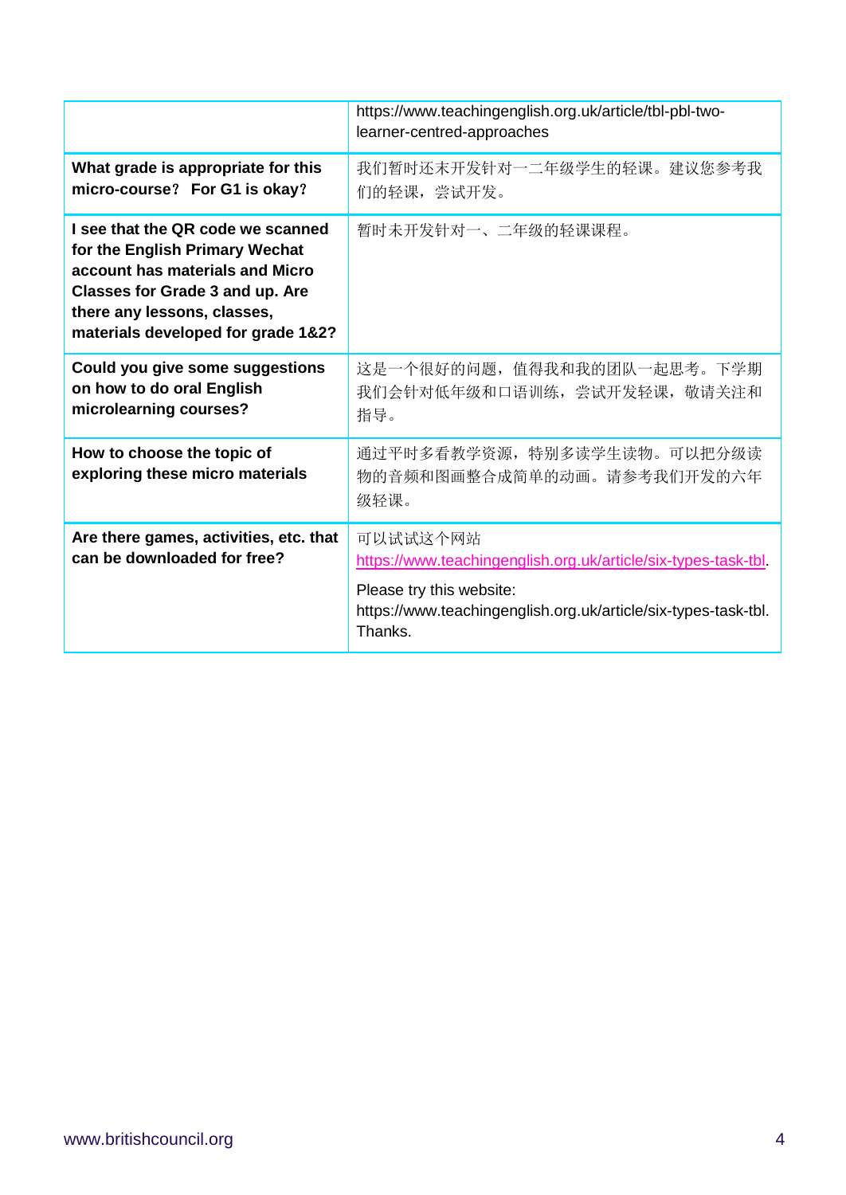| | |
|---|---|
| | https://www.teachingenglish.org.uk/article/tbl-pbl-two-learner-centred-approaches |
| **What grade is appropriate for this micro-course？ For G1 is okay？** | 我们暂时还未开发针对一二年级学生的轻课。建议您参考我们的轻课，尝试开发。 |
| **I see that the QR code we scanned for the English Primary Wechat account has materials and Micro Classes for Grade 3 and up. Are there any lessons, classes, materials developed for grade 1&2?** | 暂时未开发针对一、二年级的轻课课程。 |
| **Could you give some suggestions on how to do oral English microlearning courses?** | 这是一个很好的问题，值得我和我的团队一起思考。下学期我们会针对低年级和口语训练，尝试开发轻课，敬请关注和指导。 |
| **How to choose the topic of exploring these micro materials** | 通过平时多看教学资源，特别多读学生读物。可以把分级读物的音频和图画整合成简单的动画。请参考我们开发的六年级轻课。 |
| **Are there games, activities, etc. that can be downloaded for free?** | 可以试试这个网站 https://www.teachingenglish.org.uk/article/six-types-task-tbl. <br><br> Please try this website: https://www.teachingenglish.org.uk/article/six-types-task-tbl. Thanks. |